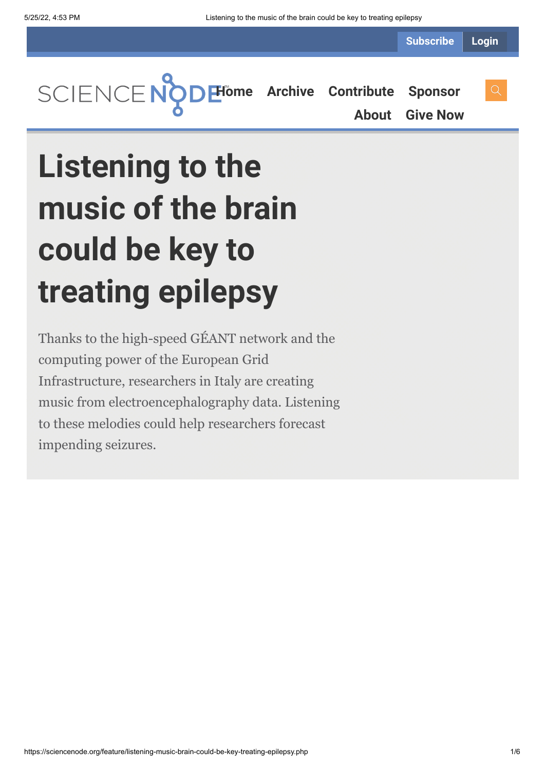# Listening to the music of the brain could be key to treating epilepsy

Thanks to the high-speed GÉANT network and the computing power of the European Grid Infrastructure, researchers in Italy are creating music from electroencephalography data. Listening to these melodies could help researchers forecast impending seizures.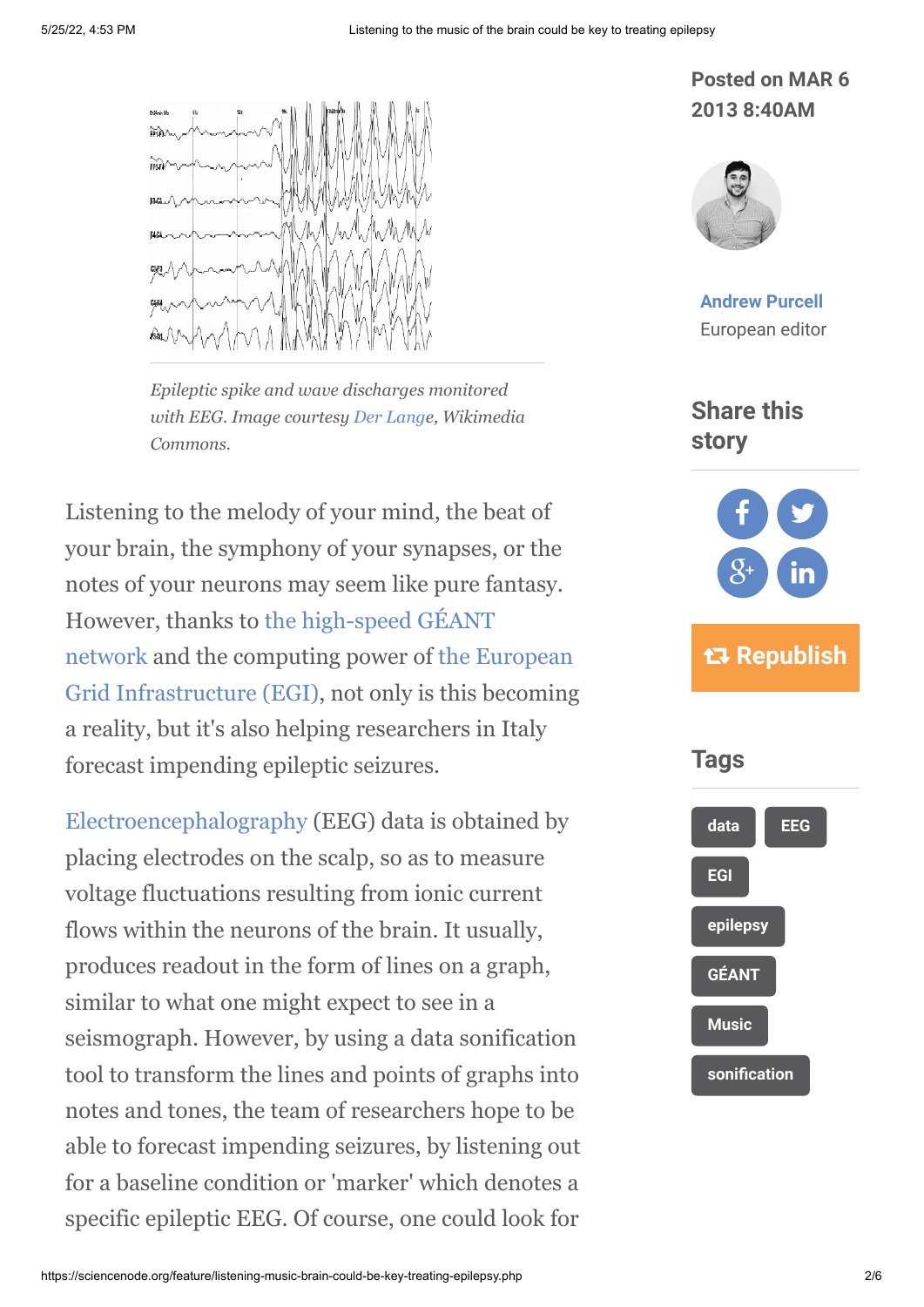Epileptic spike and wave discharges monitored with EEG. Image courtesy Der Lange, Wikimedia Commons.

Listening to the melody of your mind, the beat of your brain, the symphony of your synapses, or the notes of your neurons may seem like pure fantasy. However, thanks to the high-speed GÉANT network and the computing power of the European Grid Infrastructure (EGI), not only is this becoming a reality, but it's also helping researchers in Italy forecast impending epileptic seizures.

Electroencephalography (EEG) data is obtained by placing electrodes on the scalp, so as to measure voltage fluctuations resulting from ionic current flows within the neurons of the brain. It usually, produces readout in the form of lines on a graph, similar to what one might expect to see in a seismograph. However, by using a data sonification tool to transform the lines and points of graphs into notes and tones, the team of researchers hope to be able to forecast impending seizures, by listening out for a baseline condition or 'marker' which denotes a specific epileptic EEG. Of course, one could look for

Posted on MAR 6 2013 8:40AM

Andrew Purcell
European editor

## Share this story

Republish

## Tags

data
EEG
EGI
epilepsy
GÉANT
Music
sonification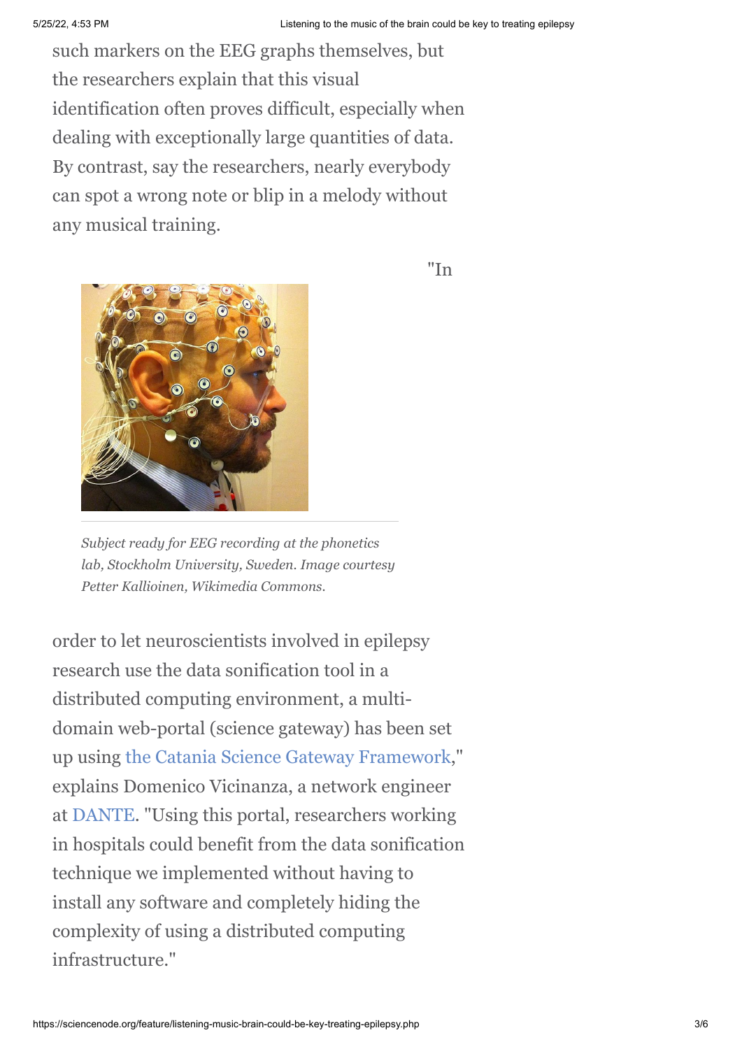such markers on the EEG graphs themselves, but the researchers explain that this visual identification often proves difficult, especially when dealing with exceptionally large quantities of data. By contrast, say the researchers, nearly everybody can spot a wrong note or blip in a melody without any musical training.

*Subject ready for EEG recording at the phonetics lab, Stockholm University, Sweden. Image courtesy Petter Kallioinen, Wikimedia Commons.*

"In order to let neuroscientists involved in epilepsy research use the data sonification tool in a distributed computing environment, a multi-domain web-portal (science gateway) has been set up using the Catania Science Gateway Framework," explains Domenico Vicinanza, a network engineer at DANTE. "Using this portal, researchers working in hospitals could benefit from the data sonification technique we implemented without having to install any software and completely hiding the complexity of using a distributed computing infrastructure."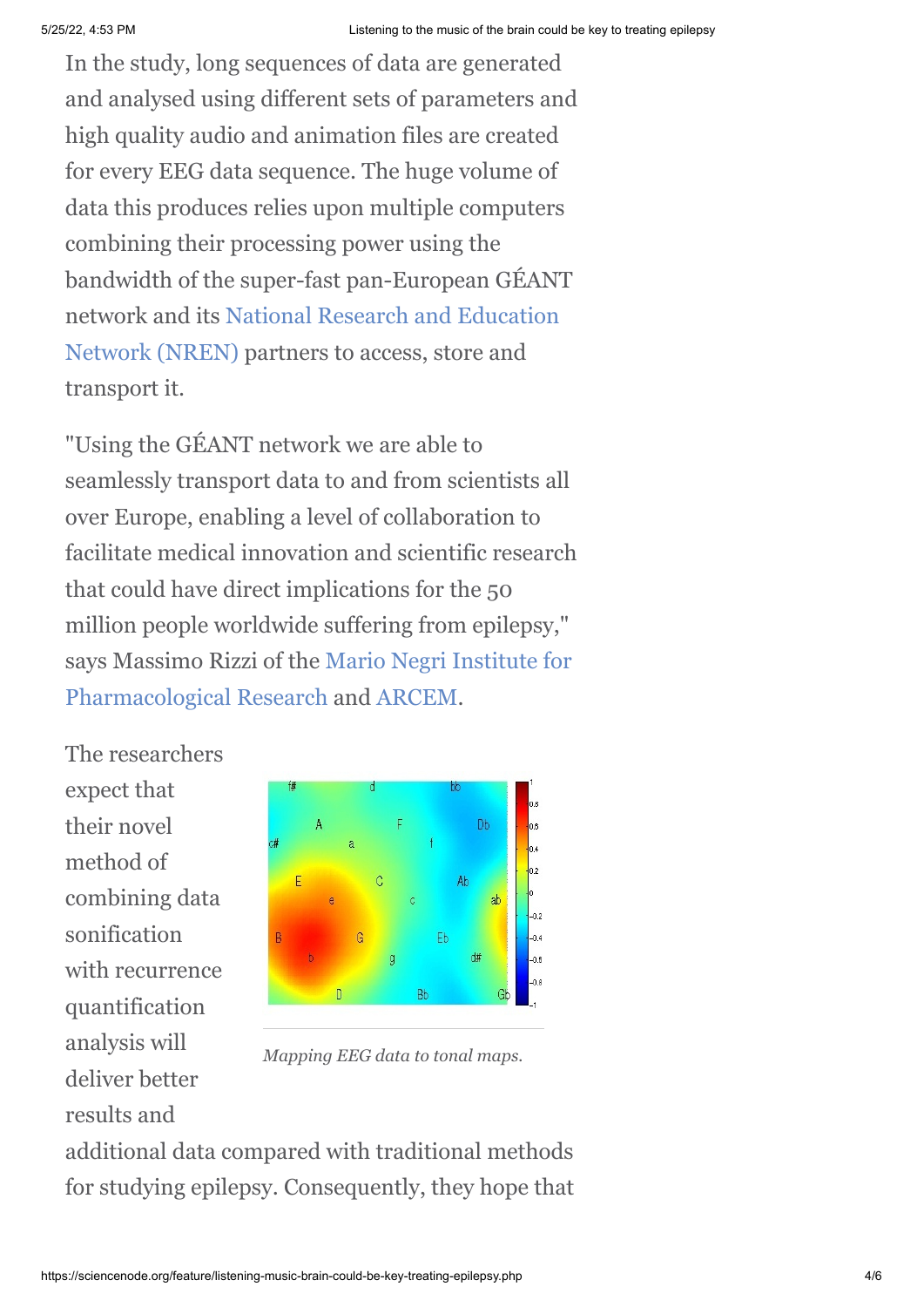In the study, long sequences of data are generated and analysed using different sets of parameters and high quality audio and animation files are created for every EEG data sequence. The huge volume of data this produces relies upon multiple computers combining their processing power using the bandwidth of the super-fast pan-European GÉANT network and its National Research and Education Network (NREN) partners to access, store and transport it.

"Using the GÉANT network we are able to seamlessly transport data to and from scientists all over Europe, enabling a level of collaboration to facilitate medical innovation and scientific research that could have direct implications for the 50 million people worldwide suffering from epilepsy," says Massimo Rizzi of the Mario Negri Institute for Pharmacological Research and ARCEM.

The researchers expect that their novel method of combining data sonification with recurrence quantification analysis will deliver better results and additional data compared with traditional methods for studying epilepsy. Consequently, they hope that

*Mapping EEG data to tonal maps.*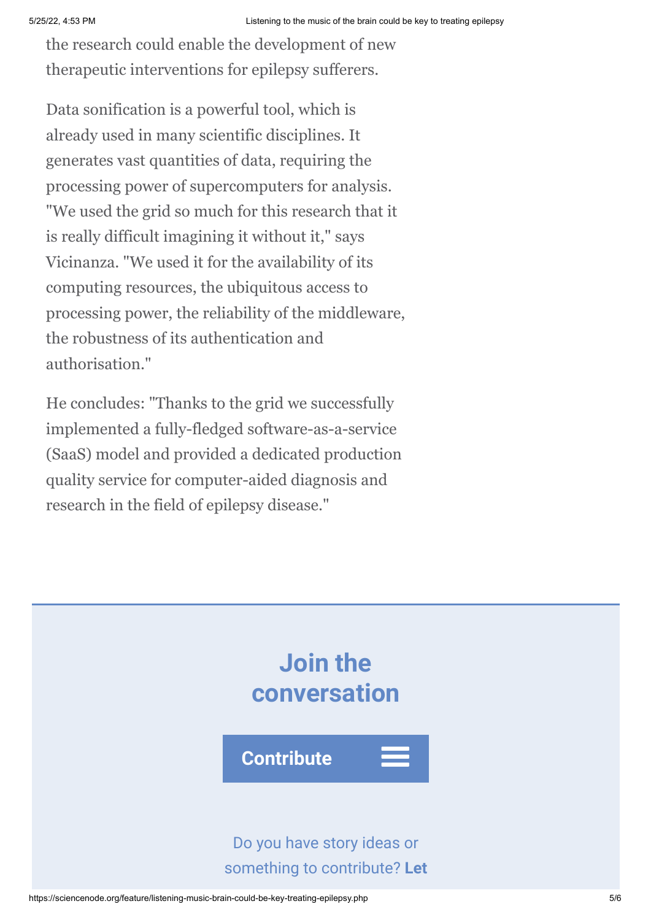the research could enable the development of new therapeutic interventions for epilepsy sufferers.

Data sonification is a powerful tool, which is already used in many scientific disciplines. It generates vast quantities of data, requiring the processing power of supercomputers for analysis. "We used the grid so much for this research that it is really difficult imagining it without it," says Vicinanza. "We used it for the availability of its computing resources, the ubiquitous access to processing power, the reliability of the middleware, the robustness of its authentication and authorisation."

He concludes: "Thanks to the grid we successfully implemented a fully-fledged software-as-a-service (SaaS) model and provided a dedicated production quality service for computer-aided diagnosis and research in the field of epilepsy disease."

## Join the conversation

**Contribute**

Do you have story ideas or something to contribute? **Let**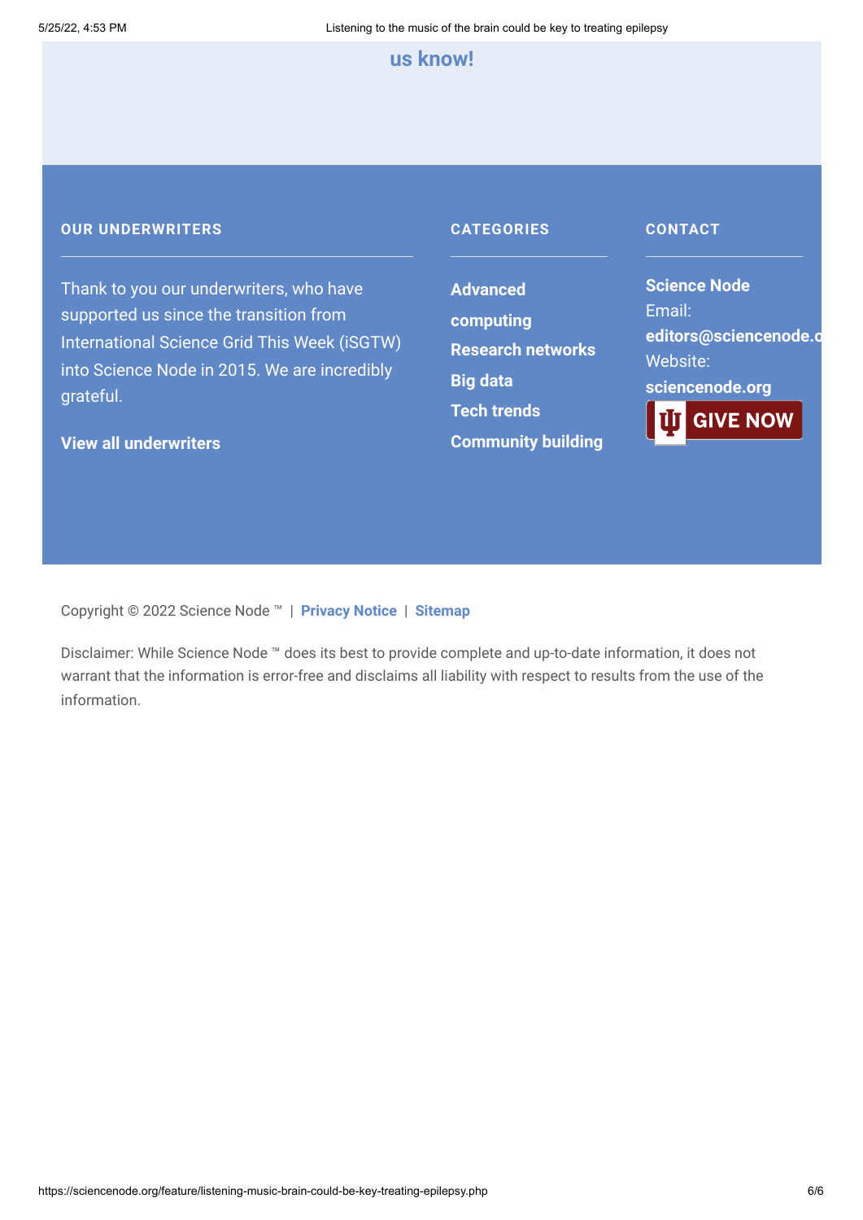**us know!**

## OUR UNDERWRITERS

Thank to you our underwriters, who have supported us since the transition from International Science Grid This Week (iSGTW) into Science Node in 2015. We are incredibly grateful.

**View all underwriters**

## CATEGORIES

**Advanced computing**
**Research networks**
**Big data**
**Tech trends**
**Community building**

## CONTACT

**Science Node**
Email:
**editors@sciencenode.o**
Website:
**sciencenode.org**

GIVE NOW

Copyright © 2022 Science Node ™ | **Privacy Notice** | **Sitemap**

Disclaimer: While Science Node ™ does its best to provide complete and up-to-date information, it does not warrant that the information is error-free and disclaims all liability with respect to results from the use of the information.